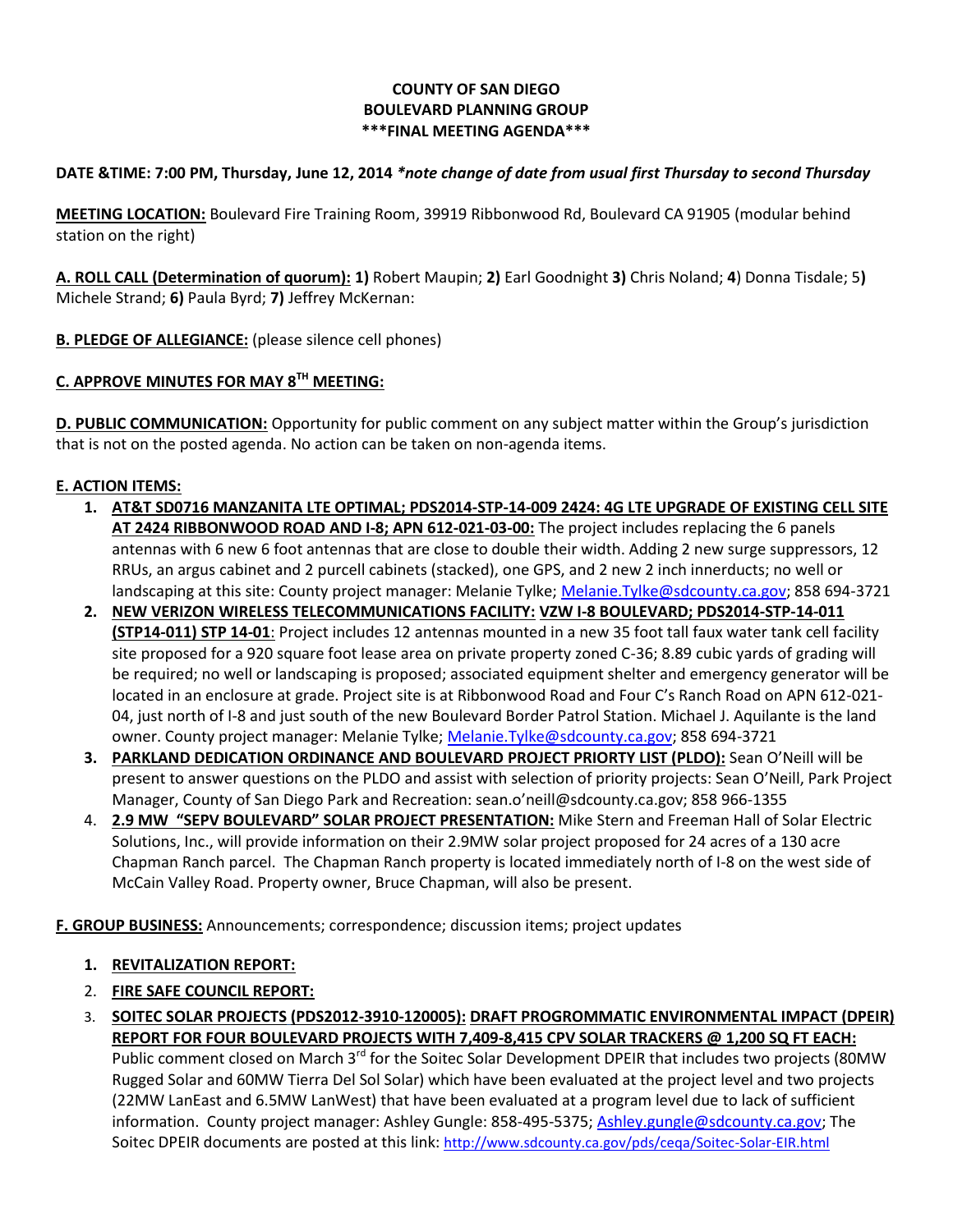**COUNTY OF SAN DIEGO**
**BOULEVARD PLANNING GROUP**
**\*\*\*FINAL MEETING AGENDA\*\*\***

**DATE &TIME: 7:00 PM, Thursday, June 12, 2014** ***note change of date from usual first Thursday to second Thursday***

**MEETING LOCATION:** Boulevard Fire Training Room, 39919 Ribbonwood Rd, Boulevard CA 91905 (modular behind station on the right)

**A. ROLL CALL (Determination of quorum): 1)** Robert Maupin; **2)** Earl Goodnight **3)** Chris Noland; **4**) Donna Tisdale; 5**)** Michele Strand; **6)** Paula Byrd; **7)** Jeffrey McKernan:

**B. PLEDGE OF ALLEGIANCE:** (please silence cell phones)

**C. APPROVE MINUTES FOR MAY 8TH MEETING:**

**D. PUBLIC COMMUNICATION:** Opportunity for public comment on any subject matter within the Group's jurisdiction that is not on the posted agenda. No action can be taken on non-agenda items.

**E. ACTION ITEMS:**

1. **AT&T SD0716 MANZANITA LTE OPTIMAL; PDS2014-STP-14-009 2424: 4G LTE UPGRADE OF EXISTING CELL SITE AT 2424 RIBBONWOOD ROAD AND I-8; APN 612-021-03-00:** The project includes replacing the 6 panels antennas with 6 new 6 foot antennas that are close to double their width. Adding 2 new surge suppressors, 12 RRUs, an argus cabinet and 2 purcell cabinets (stacked), one GPS, and 2 new 2 inch innerducts; no well or landscaping at this site: County project manager: Melanie Tylke; Melanie.Tylke@sdcounty.ca.gov; 858 694-3721
2. **NEW VERIZON WIRELESS TELECOMMUNICATIONS FACILITY: VZW I-8 BOULEVARD; PDS2014-STP-14-011 (STP14-011) STP 14-01**: Project includes 12 antennas mounted in a new 35 foot tall faux water tank cell facility site proposed for a 920 square foot lease area on private property zoned C-36; 8.89 cubic yards of grading will be required; no well or landscaping is proposed; associated equipment shelter and emergency generator will be located in an enclosure at grade. Project site is at Ribbonwood Road and Four C's Ranch Road on APN 612-021-04, just north of I-8 and just south of the new Boulevard Border Patrol Station. Michael J. Aquilante is the land owner. County project manager: Melanie Tylke; Melanie.Tylke@sdcounty.ca.gov; 858 694-3721
3. **PARKLAND DEDICATION ORDINANCE AND BOULEVARD PROJECT PRIORTY LIST (PLDO):** Sean O'Neill will be present to answer questions on the PLDO and assist with selection of priority projects: Sean O'Neill, Park Project Manager, County of San Diego Park and Recreation: sean.o'neill@sdcounty.ca.gov; 858 966-1355
4. **2.9 MW "SEPV BOULEVARD" SOLAR PROJECT PRESENTATION:** Mike Stern and Freeman Hall of Solar Electric Solutions, Inc., will provide information on their 2.9MW solar project proposed for 24 acres of a 130 acre Chapman Ranch parcel. The Chapman Ranch property is located immediately north of I-8 on the west side of McCain Valley Road. Property owner, Bruce Chapman, will also be present.

**F. GROUP BUSINESS:** Announcements; correspondence; discussion items; project updates

1. **REVITALIZATION REPORT:**
2. **FIRE SAFE COUNCIL REPORT:**
3. **SOITEC SOLAR PROJECTS (PDS2012-3910-120005): DRAFT PROGROMMATIC ENVIRONMENTAL IMPACT (DPEIR) REPORT FOR FOUR BOULEVARD PROJECTS WITH 7,409-8,415 CPV SOLAR TRACKERS @ 1,200 SQ FT EACH:** Public comment closed on March 3rd for the Soitec Solar Development DPEIR that includes two projects (80MW Rugged Solar and 60MW Tierra Del Sol Solar) which have been evaluated at the project level and two projects (22MW LanEast and 6.5MW LanWest) that have been evaluated at a program level due to lack of sufficient information. County project manager: Ashley Gungle: 858-495-5375; Ashley.gungle@sdcounty.ca.gov; The Soitec DPEIR documents are posted at this link: http://www.sdcounty.ca.gov/pds/ceqa/Soitec-Solar-EIR.html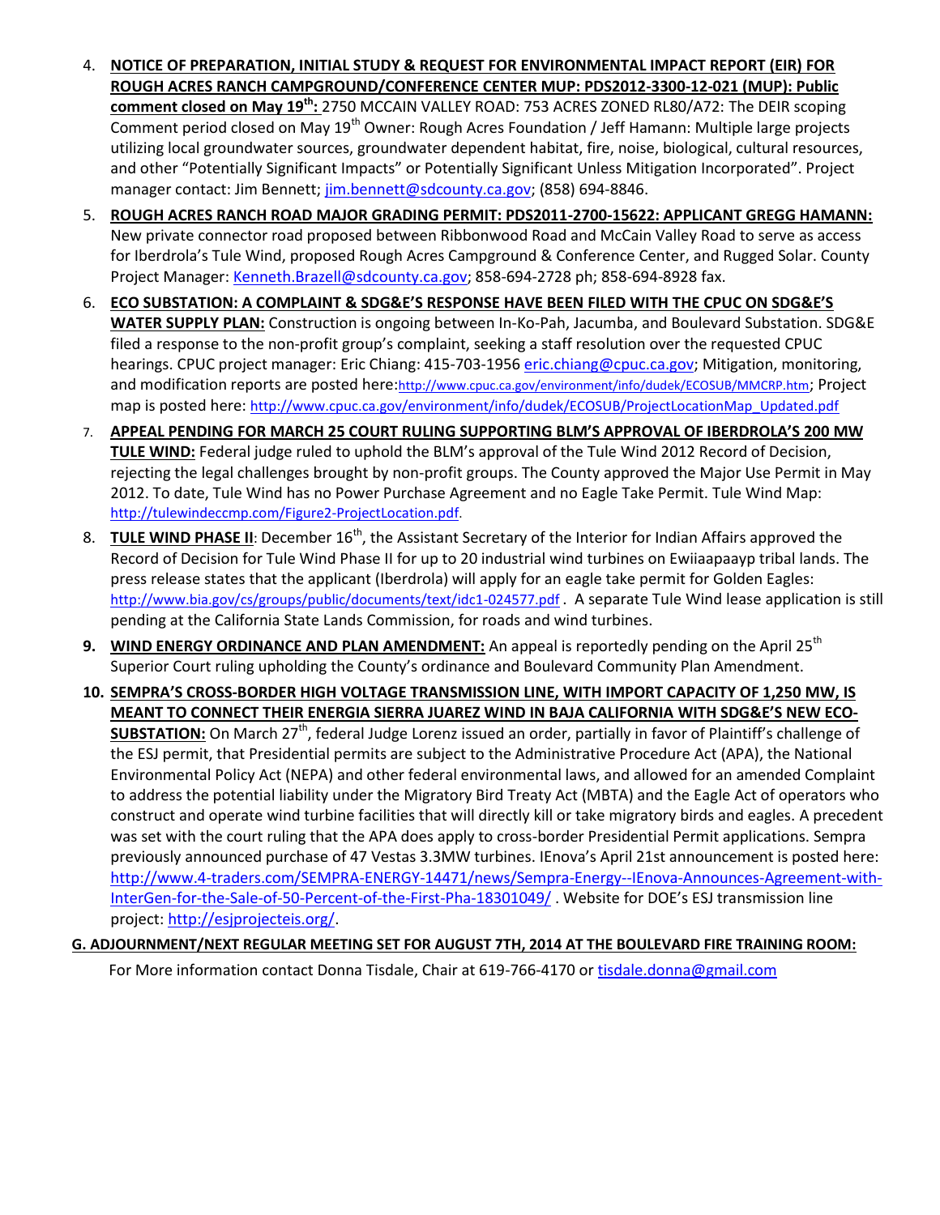4. **NOTICE OF PREPARATION, INITIAL STUDY & REQUEST FOR ENVIRONMENTAL IMPACT REPORT (EIR) FOR ROUGH ACRES RANCH CAMPGROUND/CONFERENCE CENTER MUP: PDS2012-3300-12-021 (MUP): Public comment closed on May 19th:** 2750 MCCAIN VALLEY ROAD: 753 ACRES ZONED RL80/A72: The DEIR scoping Comment period closed on May 19th Owner: Rough Acres Foundation / Jeff Hamann: Multiple large projects utilizing local groundwater sources, groundwater dependent habitat, fire, noise, biological, cultural resources, and other "Potentially Significant Impacts" or Potentially Significant Unless Mitigation Incorporated". Project manager contact: Jim Bennett; jim.bennett@sdcounty.ca.gov; (858) 694-8846.

5. **ROUGH ACRES RANCH ROAD MAJOR GRADING PERMIT: PDS2011-2700-15622: APPLICANT GREGG HAMANN:** New private connector road proposed between Ribbonwood Road and McCain Valley Road to serve as access for Iberdrola's Tule Wind, proposed Rough Acres Campground & Conference Center, and Rugged Solar. County Project Manager: Kenneth.Brazell@sdcounty.ca.gov; 858-694-2728 ph; 858-694-8928 fax.

6. **ECO SUBSTATION: A COMPLAINT & SDG&E'S RESPONSE HAVE BEEN FILED WITH THE CPUC ON SDG&E'S WATER SUPPLY PLAN:** Construction is ongoing between In-Ko-Pah, Jacumba, and Boulevard Substation. SDG&E filed a response to the non-profit group's complaint, seeking a staff resolution over the requested CPUC hearings. CPUC project manager: Eric Chiang: 415-703-1956 eric.chiang@cpuc.ca.gov; Mitigation, monitoring, and modification reports are posted here:http://www.cpuc.ca.gov/environment/info/dudek/ECOSUB/MMCRP.htm; Project map is posted here: http://www.cpuc.ca.gov/environment/info/dudek/ECOSUB/ProjectLocationMap_Updated.pdf

7. **APPEAL PENDING FOR MARCH 25 COURT RULING SUPPORTING BLM'S APPROVAL OF IBERDROLA'S 200 MW TULE WIND:** Federal judge ruled to uphold the BLM's approval of the Tule Wind 2012 Record of Decision, rejecting the legal challenges brought by non-profit groups. The County approved the Major Use Permit in May 2012. To date, Tule Wind has no Power Purchase Agreement and no Eagle Take Permit. Tule Wind Map: http://tulewindeccmp.com/Figure2-ProjectLocation.pdf.

8. **TULE WIND PHASE II**: December 16th, the Assistant Secretary of the Interior for Indian Affairs approved the Record of Decision for Tule Wind Phase II for up to 20 industrial wind turbines on Ewiiaapaayp tribal lands. The press release states that the applicant (Iberdrola) will apply for an eagle take permit for Golden Eagles: http://www.bia.gov/cs/groups/public/documents/text/idc1-024577.pdf . A separate Tule Wind lease application is still pending at the California State Lands Commission, for roads and wind turbines.

9. **WIND ENERGY ORDINANCE AND PLAN AMENDMENT:** An appeal is reportedly pending on the April 25th Superior Court ruling upholding the County's ordinance and Boulevard Community Plan Amendment.

10. **SEMPRA'S CROSS-BORDER HIGH VOLTAGE TRANSMISSION LINE, WITH IMPORT CAPACITY OF 1,250 MW, IS MEANT TO CONNECT THEIR ENERGIA SIERRA JUAREZ WIND IN BAJA CALIFORNIA WITH SDG&E'S NEW ECO-SUBSTATION:** On March 27th, federal Judge Lorenz issued an order, partially in favor of Plaintiff's challenge of the ESJ permit, that Presidential permits are subject to the Administrative Procedure Act (APA), the National Environmental Policy Act (NEPA) and other federal environmental laws, and allowed for an amended Complaint to address the potential liability under the Migratory Bird Treaty Act (MBTA) and the Eagle Act of operators who construct and operate wind turbine facilities that will directly kill or take migratory birds and eagles. A precedent was set with the court ruling that the APA does apply to cross-border Presidential Permit applications. Sempra previously announced purchase of 47 Vestas 3.3MW turbines. IEnova's April 21st announcement is posted here: http://www.4-traders.com/SEMPRA-ENERGY-14471/news/Sempra-Energy--IEnova-Announces-Agreement-with-InterGen-for-the-Sale-of-50-Percent-of-the-First-Pha-18301049/ . Website for DOE's ESJ transmission line project: http://esjprojecteis.org/.

**G. ADJOURNMENT/NEXT REGULAR MEETING SET FOR AUGUST 7TH, 2014 AT THE BOULEVARD FIRE TRAINING ROOM:**

For More information contact Donna Tisdale, Chair at 619-766-4170 or tisdale.donna@gmail.com